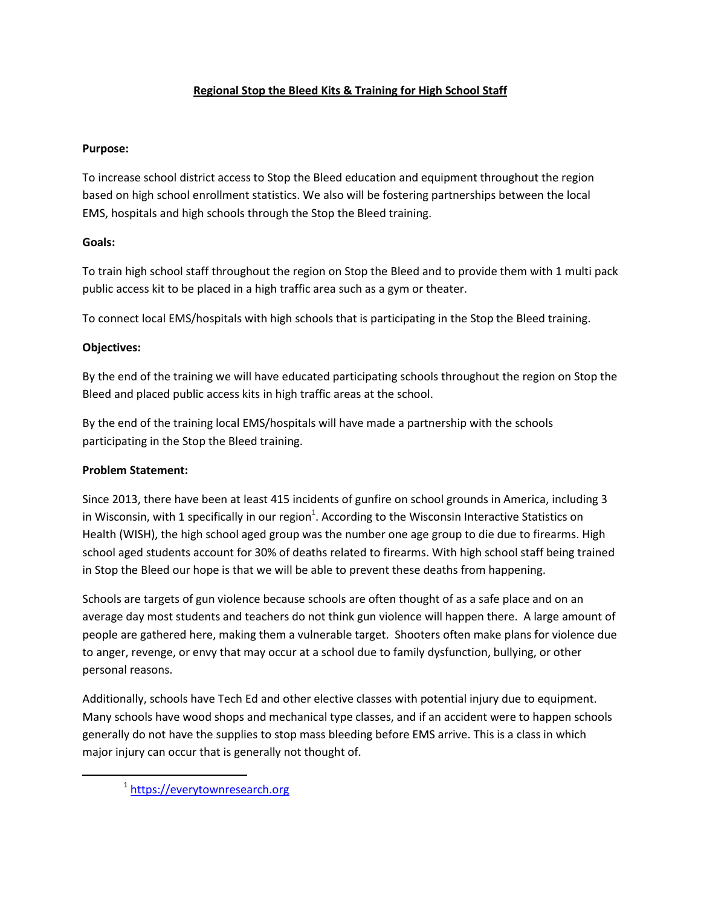# Regional Stop the Bleed Kits & Training for High School Staff

**Purpose:**

To increase school district access to Stop the Bleed education and equipment throughout the region based on high school enrollment statistics. We also will be fostering partnerships between the local EMS, hospitals and high schools through the Stop the Bleed training.

**Goals:**

To train high school staff throughout the region on Stop the Bleed and to provide them with 1 multi pack public access kit to be placed in a high traffic area such as a gym or theater.

To connect local EMS/hospitals with high schools that is participating in the Stop the Bleed training.

**Objectives:**

By the end of the training we will have educated participating schools throughout the region on Stop the Bleed and placed public access kits in high traffic areas at the school.

By the end of the training local EMS/hospitals will have made a partnership with the schools participating in the Stop the Bleed training.

**Problem Statement:**

Since 2013, there have been at least 415 incidents of gunfire on school grounds in America, including 3 in Wisconsin, with 1 specifically in our region[1]. According to the Wisconsin Interactive Statistics on Health (WISH), the high school aged group was the number one age group to die due to firearms. High school aged students account for 30% of deaths related to firearms. With high school staff being trained in Stop the Bleed our hope is that we will be able to prevent these deaths from happening.

Schools are targets of gun violence because schools are often thought of as a safe place and on an average day most students and teachers do not think gun violence will happen there. A large amount of people are gathered here, making them a vulnerable target. Shooters often make plans for violence due to anger, revenge, or envy that may occur at a school due to family dysfunction, bullying, or other personal reasons.

Additionally, schools have Tech Ed and other elective classes with potential injury due to equipment. Many schools have wood shops and mechanical type classes, and if an accident were to happen schools generally do not have the supplies to stop mass bleeding before EMS arrive. This is a class in which major injury can occur that is generally not thought of.

---

[1] https://everytownresearch.org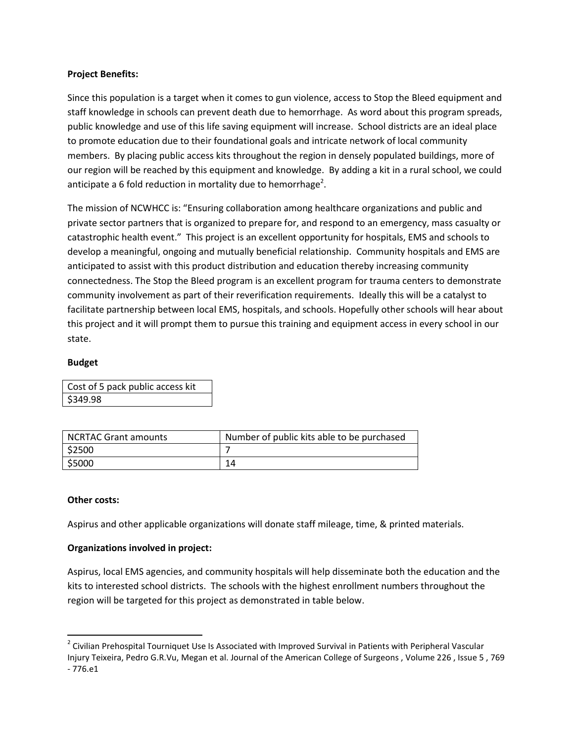**Project Benefits:**

Since this population is a target when it comes to gun violence, access to Stop the Bleed equipment and staff knowledge in schools can prevent death due to hemorrhage. As word about this program spreads, public knowledge and use of this life saving equipment will increase. School districts are an ideal place to promote education due to their foundational goals and intricate network of local community members. By placing public access kits throughout the region in densely populated buildings, more of our region will be reached by this equipment and knowledge. By adding a kit in a rural school, we could anticipate a 6 fold reduction in mortality due to hemorrhage[2].

The mission of NCWHCC is: "Ensuring collaboration among healthcare organizations and public and private sector partners that is organized to prepare for, and respond to an emergency, mass casualty or catastrophic health event." This project is an excellent opportunity for hospitals, EMS and schools to develop a meaningful, ongoing and mutually beneficial relationship. Community hospitals and EMS are anticipated to assist with this product distribution and education thereby increasing community connectedness. The Stop the Bleed program is an excellent program for trauma centers to demonstrate community involvement as part of their reverification requirements. Ideally this will be a catalyst to facilitate partnership between local EMS, hospitals, and schools. Hopefully other schools will hear about this project and it will prompt them to pursue this training and equipment access in every school in our state.

**Budget**

| Cost of 5 pack public access kit |
| --- |
| $349.98 |

| NCRTAC Grant amounts | Number of public kits able to be purchased |
| --- | --- |
| $2500 | 7 |
| $5000 | 14 |

**Other costs:**

Aspirus and other applicable organizations will donate staff mileage, time, & printed materials.

**Organizations involved in project:**

Aspirus, local EMS agencies, and community hospitals will help disseminate both the education and the kits to interested school districts. The schools with the highest enrollment numbers throughout the region will be targeted for this project as demonstrated in table below.

---

[2] Civilian Prehospital Tourniquet Use Is Associated with Improved Survival in Patients with Peripheral Vascular Injury Teixeira, Pedro G.R.Vu, Megan et al. Journal of the American College of Surgeons , Volume 226 , Issue 5 , 769 - 776.e1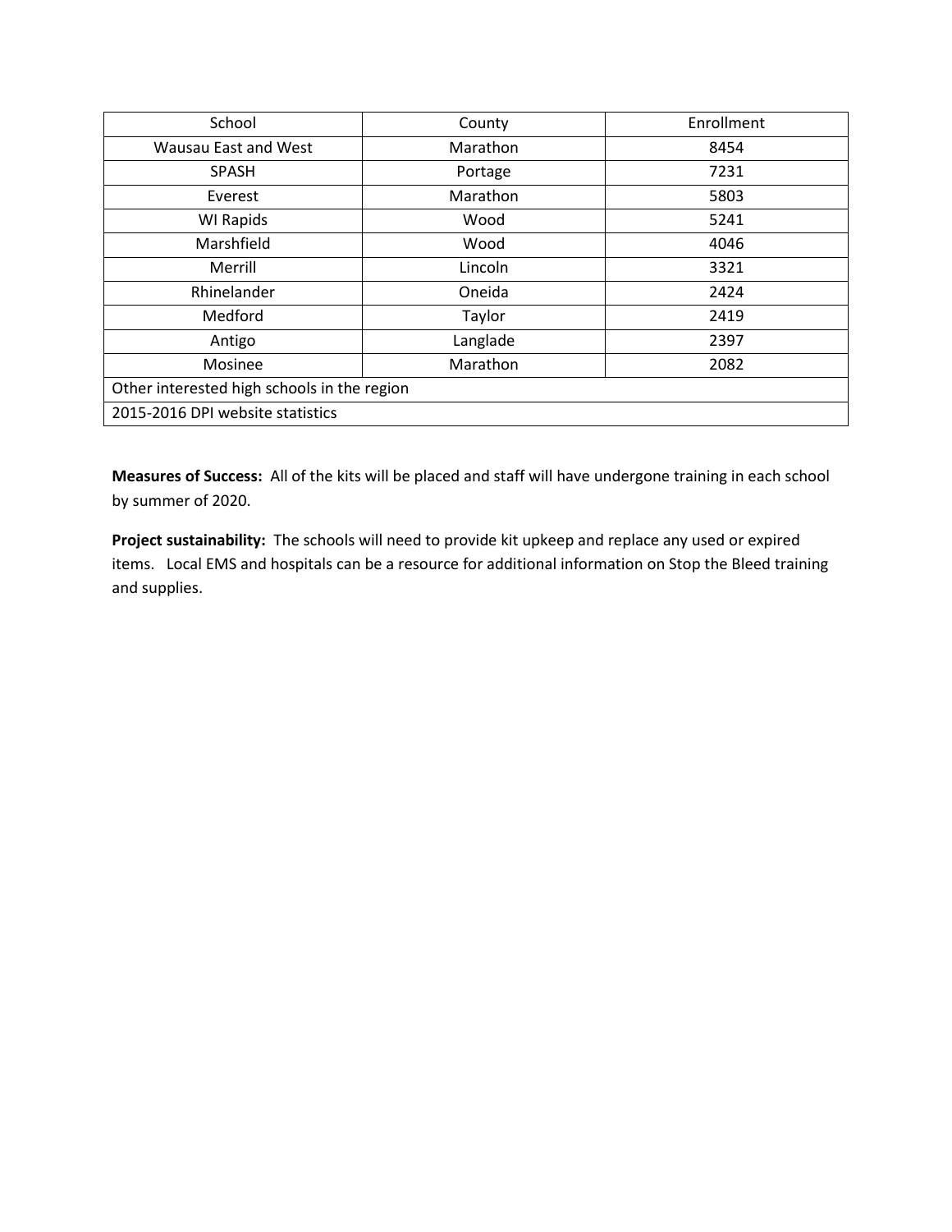| School | County | Enrollment |
|---|---|---|
| Wausau East and West | Marathon | 8454 |
| SPASH | Portage | 7231 |
| Everest | Marathon | 5803 |
| WI Rapids | Wood | 5241 |
| Marshfield | Wood | 4046 |
| Merrill | Lincoln | 3321 |
| Rhinelander | Oneida | 2424 |
| Medford | Taylor | 2419 |
| Antigo | Langlade | 2397 |
| Mosinee | Marathon | 2082 |
| Other interested high schools in the region | | |
| 2015-2016 DPI website statistics | | |

**Measures of Success:** All of the kits will be placed and staff will have undergone training in each school by summer of 2020.

**Project sustainability:** The schools will need to provide kit upkeep and replace any used or expired items. Local EMS and hospitals can be a resource for additional information on Stop the Bleed training and supplies.